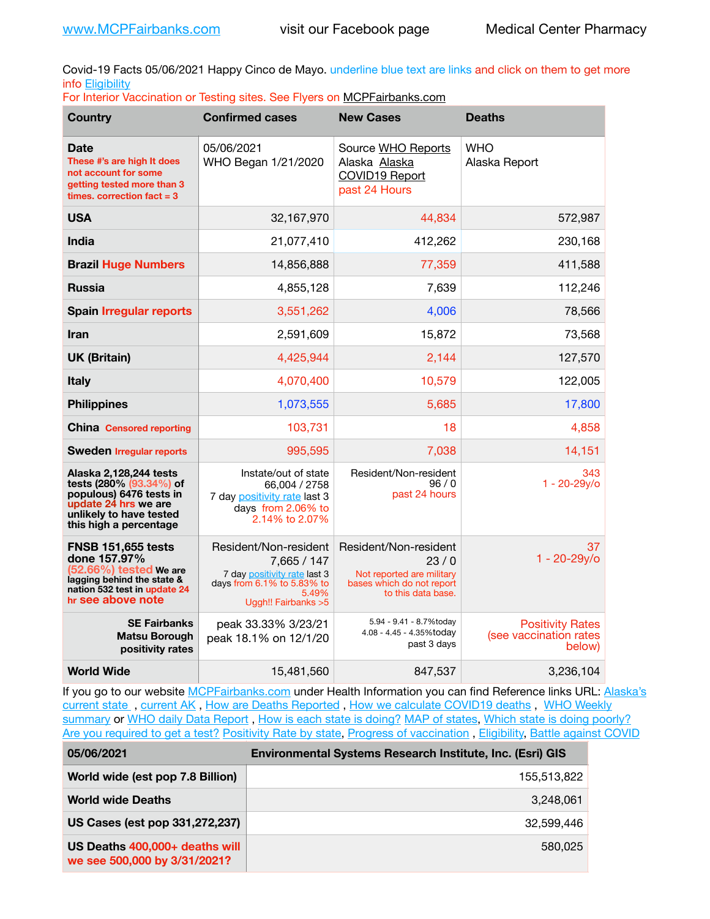www.MCPFairbanks.com visit our Facebook page Medical Center Pharmacy

Covid-19 Facts 05/06/2021 Happy Cinco de Mayo. underline blue text are links and click on them to get more info Eligibility

For Interior Vaccination or Testing sites. See Flyers on MCPFairbanks.com

| Country | Confirmed cases | New Cases | Deaths |
|---|---|---|---|
| **Date** These #'s are high It does not account for some getting tested more than 3 times. correction fact = 3 | 05/06/2021 WHO Began 1/21/2020 | Source WHO Reports Alaska Alaska COVID19 Report past 24 Hours | WHO Alaska Report |
| **USA** | 32,167,970 | 44,834 | 572,987 |
| **India** | 21,077,410 | 412,262 | 230,168 |
| **Brazil Huge Numbers** | 14,856,888 | 77,359 | 411,588 |
| **Russia** | 4,855,128 | 7,639 | 112,246 |
| **Spain Irregular reports** | 3,551,262 | 4,006 | 78,566 |
| **Iran** | 2,591,609 | 15,872 | 73,568 |
| **UK (Britain)** | 4,425,944 | 2,144 | 127,570 |
| **Italy** | 4,070,400 | 10,579 | 122,005 |
| **Philippines** | 1,073,555 | 5,685 | 17,800 |
| **China Censored reporting** | 103,731 | 18 | 4,858 |
| **Sweden Irregular reports** | 995,595 | 7,038 | 14,151 |
| **Alaska 2,128,244 tests tests (280% (93.34%) of populous) 6476 tests in update 24 hrs we are unlikely to have tested this high a percentage** | Instate/out of state 66,004 / 2758 7 day positivity rate last 3 days from 2.06% to 2.14% to 2.07% | Resident/Non-resident 96 / 0 past 24 hours | 343 1 - 20-29y/o |
| **FNSB 151,655 tests done 157.97% (52.66%) tested We are lagging behind the state & nation 532 test in update 24 hr see above note** | Resident/Non-resident 7,665 / 147 7 day positivity rate last 3 days from 6.1% to 5.83% to 5.49% Uggh!! Fairbanks >5 | Resident/Non-resident 23 / 0 Not reported are military bases which do not report to this data base. | 37 1 - 20-29y/o |
| **SE Fairbanks Matsu Borough positivity rates** | peak 33.33% 3/23/21 peak 18.1% on 12/1/20 | 5.94 - 9.41 - 8.7%today 4.08 - 4.45 - 4.35%today past 3 days | Positivity Rates (see vaccination rates below) |
| **World Wide** | 15,481,560 | 847,537 | 3,236,104 |

If you go to our website MCPFairbanks.com under Health Information you can find Reference links URL: Alaska's current state , current AK , How are Deaths Reported , How we calculate COVID19 deaths , WHO Weekly summary or WHO daily Data Report , How is each state is doing? MAP of states, Which state is doing poorly? Are you required to get a test? Positivity Rate by state, Progress of vaccination , Eligibility, Battle against COVID

| 05/06/2021 | Environmental Systems Research Institute, Inc. (Esri) GIS |
|---|---|
| **World wide (est pop 7.8 Billion)** | 155,513,822 |
| **World wide Deaths** | 3,248,061 |
| **US Cases (est pop 331,272,237)** | 32,599,446 |
| **US Deaths 400,000+ deaths will we see 500,000 by 3/31/2021?** | 580,025 |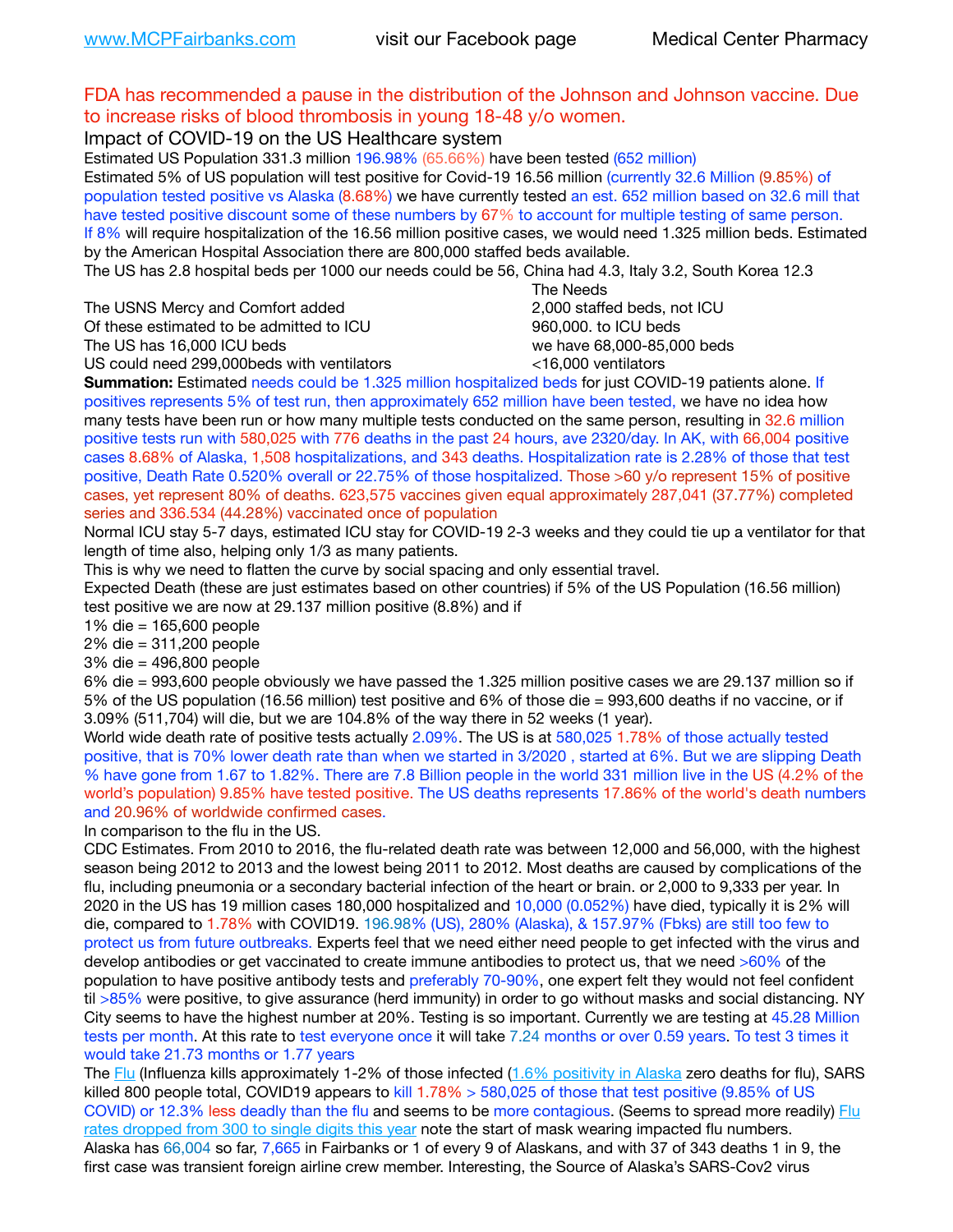FDA has recommended a pause in the distribution of the Johnson and Johnson vaccine. Due to increase risks of blood thrombosis in young 18-48 y/o women.

Impact of COVID-19 on the US Healthcare system

Estimated US Population 331.3 million 196.98% (65.66%) have been tested (652 million)

Estimated 5% of US population will test positive for Covid-19 16.56 million (currently 32.6 Million (9.85%) of population tested positive vs Alaska (8.68%) we have currently tested an est. 652 million based on 32.6 mill that have tested positive discount some of these numbers by 67% to account for multiple testing of same person. If 8% will require hospitalization of the 16.56 million positive cases, we would need 1.325 million beds. Estimated by the American Hospital Association there are 800,000 staffed beds available.

The US has 2.8 hospital beds per 1000 our needs could be 56, China had 4.3, Italy 3.2, South Korea 12.3

| | The Needs |
|---|---|
| The USNS Mercy and Comfort added | 2,000 staffed beds, not ICU |
| Of these estimated to be admitted to ICU | 960,000. to ICU beds |
| The US has 16,000 ICU beds | we have 68,000-85,000 beds |
| US could need 299,000beds with ventilators | <16,000 ventilators |

**Summation:** Estimated needs could be 1.325 million hospitalized beds for just COVID-19 patients alone. If positives represents 5% of test run, then approximately 652 million have been tested, we have no idea how many tests have been run or how many multiple tests conducted on the same person, resulting in 32.6 million positive tests run with 580,025 with 776 deaths in the past 24 hours, ave 2320/day. In AK, with 66,004 positive cases 8.68% of Alaska, 1,508 hospitalizations, and 343 deaths. Hospitalization rate is 2.28% of those that test positive, Death Rate 0.520% overall or 22.75% of those hospitalized. Those >60 y/o represent 15% of positive cases, yet represent 80% of deaths. 623,575 vaccines given equal approximately 287,041 (37.77%) completed series and 336.534 (44.28%) vaccinated once of population

Normal ICU stay 5-7 days, estimated ICU stay for COVID-19 2-3 weeks and they could tie up a ventilator for that length of time also, helping only 1/3 as many patients.

This is why we need to flatten the curve by social spacing and only essential travel.

Expected Death (these are just estimates based on other countries) if 5% of the US Population (16.56 million) test positive we are now at 29.137 million positive (8.8%) and if

1% die = 165,600 people

2% die = 311,200 people

3% die = 496,800 people

6% die = 993,600 people obviously we have passed the 1.325 million positive cases we are 29.137 million so if 5% of the US population (16.56 million) test positive and 6% of those die = 993,600 deaths if no vaccine, or if 3.09% (511,704) will die, but we are 104.8% of the way there in 52 weeks (1 year).

World wide death rate of positive tests actually 2.09%. The US is at 580,025 1.78% of those actually tested positive, that is 70% lower death rate than when we started in 3/2020 , started at 6%. But we are slipping Death % have gone from 1.67 to 1.82%. There are 7.8 Billion people in the world 331 million live in the US (4.2% of the world's population) 9.85% have tested positive. The US deaths represents 17.86% of the world's death numbers and 20.96% of worldwide confirmed cases.

In comparison to the flu in the US.

CDC Estimates. From 2010 to 2016, the flu-related death rate was between 12,000 and 56,000, with the highest season being 2012 to 2013 and the lowest being 2011 to 2012. Most deaths are caused by complications of the flu, including pneumonia or a secondary bacterial infection of the heart or brain. or 2,000 to 9,333 per year. In 2020 in the US has 19 million cases 180,000 hospitalized and 10,000 (0.052%) have died, typically it is 2% will die, compared to 1.78% with COVID19. 196.98% (US), 280% (Alaska), & 157.97% (Fbks) are still too few to protect us from future outbreaks. Experts feel that we need either need people to get infected with the virus and develop antibodies or get vaccinated to create immune antibodies to protect us, that we need >60% of the population to have positive antibody tests and preferably 70-90%, one expert felt they would not feel confident til >85% were positive, to give assurance (herd immunity) in order to go without masks and social distancing. NY City seems to have the highest number at 20%. Testing is so important. Currently we are testing at 45.28 Million tests per month. At this rate to test everyone once it will take 7.24 months or over 0.59 years. To test 3 times it would take 21.73 months or 1.77 years

The Flu (Influenza kills approximately 1-2% of those infected (1.6% positivity in Alaska zero deaths for flu), SARS killed 800 people total, COVID19 appears to kill 1.78% > 580,025 of those that test positive (9.85% of US COVID) or 12.3% less deadly than the flu and seems to be more contagious. (Seems to spread more readily) Flu rates dropped from 300 to single digits this year note the start of mask wearing impacted flu numbers.

Alaska has 66,004 so far, 7,665 in Fairbanks or 1 of every 9 of Alaskans, and with 37 of 343 deaths 1 in 9, the first case was transient foreign airline crew member. Interesting, the Source of Alaska's SARS-Cov2 virus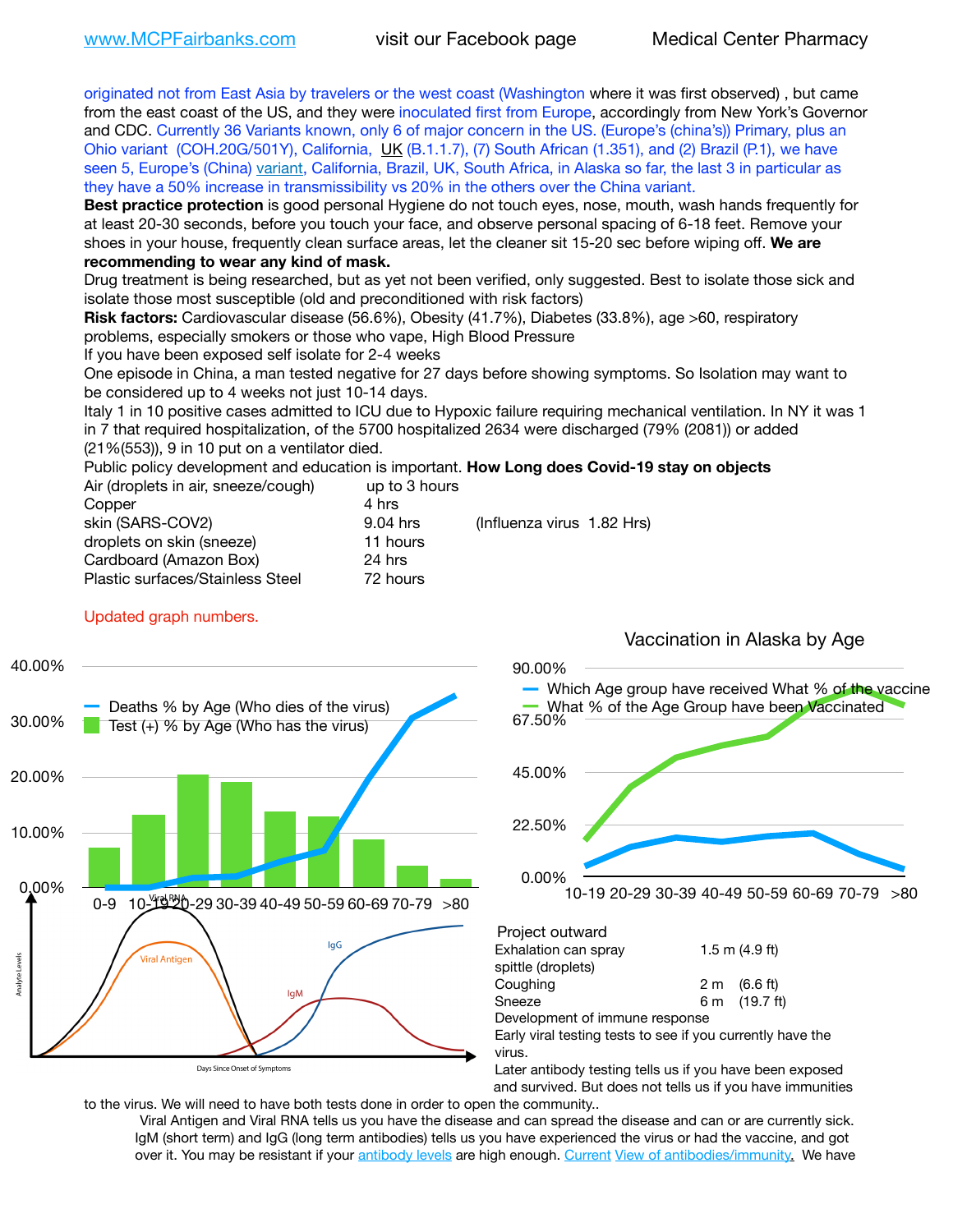originated not from East Asia by travelers or the west coast (Washington where it was first observed) , but came from the east coast of the US, and they were inoculated first from Europe, accordingly from New York's Governor and CDC. Currently 36 Variants known, only 6 of major concern in the US. (Europe's (china's)) Primary, plus an Ohio variant (COH.20G/501Y), California, UK (B.1.1.7), (7) South African (1.351), and (2) Brazil (P.1), we have seen 5, Europe's (China) variant, California, Brazil, UK, South Africa, in Alaska so far, the last 3 in particular as they have a 50% increase in transmissibility vs 20% in the others over the China variant.

**Best practice protection** is good personal Hygiene do not touch eyes, nose, mouth, wash hands frequently for at least 20-30 seconds, before you touch your face, and observe personal spacing of 6-18 feet. Remove your shoes in your house, frequently clean surface areas, let the cleaner sit 15-20 sec before wiping off. **We are recommending to wear any kind of mask.**

Drug treatment is being researched, but as yet not been verified, only suggested. Best to isolate those sick and isolate those most susceptible (old and preconditioned with risk factors)

**Risk factors:** Cardiovascular disease (56.6%), Obesity (41.7%), Diabetes (33.8%), age >60, respiratory problems, especially smokers or those who vape, High Blood Pressure

If you have been exposed self isolate for 2-4 weeks

One episode in China, a man tested negative for 27 days before showing symptoms. So Isolation may want to be considered up to 4 weeks not just 10-14 days.

Italy 1 in 10 positive cases admitted to ICU due to Hypoxic failure requiring mechanical ventilation. In NY it was 1 in 7 that required hospitalization, of the 5700 hospitalized 2634 were discharged (79% (2081)) or added (21%(553)), 9 in 10 put on a ventilator died.

Public policy development and education is important. **How Long does Covid-19 stay on objects**

| | | |
|---|---|---|
| Air (droplets in air, sneeze/cough) | up to 3 hours | |
| Copper | 4 hrs | |
| skin (SARS-COV2) | 9.04 hrs | (Influenza virus 1.82 Hrs) |
| droplets on skin (sneeze) | 11 hours | |
| Cardboard (Amazon Box) | 24 hrs | |
| Plastic surfaces/Stainless Steel | 72 hours | |

Updated graph numbers.

Deaths % by Age (Who dies of the virus)
Test (+) % by Age (Who has the virus)
40.00%
30.00%
20.00%
10.00%
0.00%
0-9 10-19 20-29 30-39 40-49 50-59 60-69 70-79 >80

Vaccination in Alaska by Age
Which Age group have received What % of the vaccine
What % of the Age Group have been Vaccinated
90.00%
67.50%
45.00%
22.50%
0.00%
10-19 20-29 30-39 40-49 50-59 60-69 70-79 >80

Viral RNA
Viral Antigen
IgG
IgM
Analyte Levels
Days Since Onset of Symptoms

Project outward

| | |
|---|---|
| Exhalation can spray spittle (droplets) | 1.5 m (4.9 ft) |
| Coughing | 2 m (6.6 ft) |
| Sneeze | 6 m (19.7 ft) |

Development of immune response

Early viral testing tests to see if you currently have the virus.

Later antibody testing tells us if you have been exposed and survived. But does not tells us if you have immunities to the virus. We will need to have both tests done in order to open the community..

Viral Antigen and Viral RNA tells us you have the disease and can spread the disease and can or are currently sick. IgM (short term) and IgG (long term antibodies) tells us you have experienced the virus or had the vaccine, and got over it. You may be resistant if your antibody levels are high enough. Current View of antibodies/immunity. We have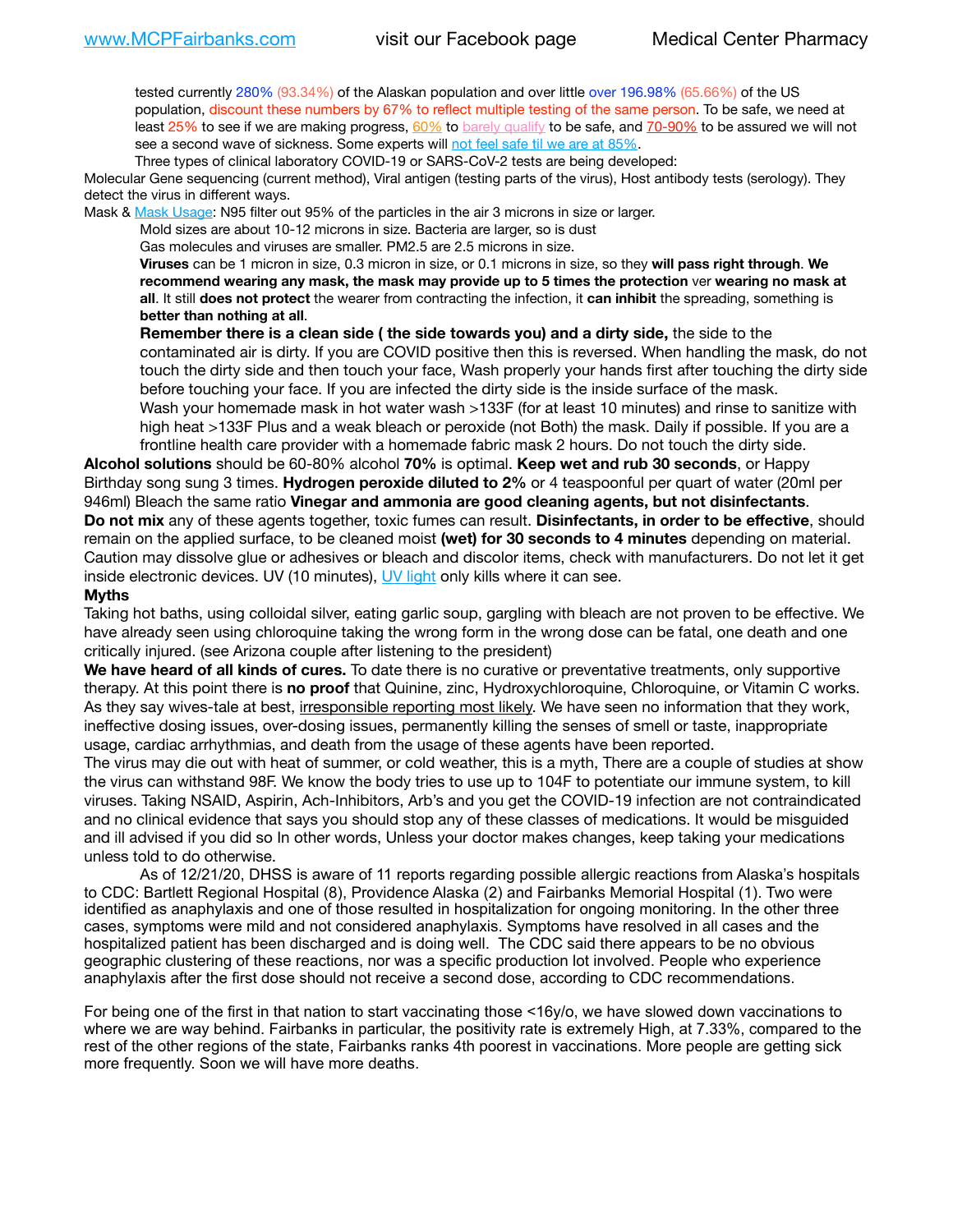tested currently 280% (93.34%) of the Alaskan population and over little over 196.98% (65.66%) of the US population, discount these numbers by 67% to reflect multiple testing of the same person. To be safe, we need at least 25% to see if we are making progress, 60% to barely qualify to be safe, and 70-90% to be assured we will not see a second wave of sickness. Some experts will not feel safe til we are at 85%.

Three types of clinical laboratory COVID-19 or SARS-CoV-2 tests are being developed:

Molecular Gene sequencing (current method), Viral antigen (testing parts of the virus), Host antibody tests (serology). They detect the virus in different ways.

Mask & Mask Usage: N95 filter out 95% of the particles in the air 3 microns in size or larger.

Mold sizes are about 10-12 microns in size. Bacteria are larger, so is dust

Gas molecules and viruses are smaller. PM2.5 are 2.5 microns in size.

**Viruses** can be 1 micron in size, 0.3 micron in size, or 0.1 microns in size, so they **will pass right through**. **We recommend wearing any mask, the mask may provide up to 5 times the protection** ver **wearing no mask at all**. It still **does not protect** the wearer from contracting the infection, it **can inhibit** the spreading, something is **better than nothing at all**.

**Remember there is a clean side ( the side towards you) and a dirty side,** the side to the contaminated air is dirty. If you are COVID positive then this is reversed. When handling the mask, do not touch the dirty side and then touch your face, Wash properly your hands first after touching the dirty side before touching your face. If you are infected the dirty side is the inside surface of the mask.

Wash your homemade mask in hot water wash >133F (for at least 10 minutes) and rinse to sanitize with high heat >133F Plus and a weak bleach or peroxide (not Both) the mask. Daily if possible. If you are a frontline health care provider with a homemade fabric mask 2 hours. Do not touch the dirty side.

**Alcohol solutions** should be 60-80% alcohol **70%** is optimal. **Keep wet and rub 30 seconds**, or Happy Birthday song sung 3 times. **Hydrogen peroxide diluted to 2%** or 4 teaspoonful per quart of water (20ml per 946ml) Bleach the same ratio **Vinegar and ammonia are good cleaning agents, but not disinfectants**. **Do not mix** any of these agents together, toxic fumes can result. **Disinfectants, in order to be effective**, should remain on the applied surface, to be cleaned moist **(wet) for 30 seconds to 4 minutes** depending on material. Caution may dissolve glue or adhesives or bleach and discolor items, check with manufacturers. Do not let it get inside electronic devices. UV (10 minutes), UV light only kills where it can see.

**Myths**

Taking hot baths, using colloidal silver, eating garlic soup, gargling with bleach are not proven to be effective. We have already seen using chloroquine taking the wrong form in the wrong dose can be fatal, one death and one critically injured. (see Arizona couple after listening to the president)

**We have heard of all kinds of cures.** To date there is no curative or preventative treatments, only supportive therapy. At this point there is **no proof** that Quinine, zinc, Hydroxychloroquine, Chloroquine, or Vitamin C works. As they say wives-tale at best, irresponsible reporting most likely. We have seen no information that they work, ineffective dosing issues, over-dosing issues, permanently killing the senses of smell or taste, inappropriate usage, cardiac arrhythmias, and death from the usage of these agents have been reported.

The virus may die out with heat of summer, or cold weather, this is a myth, There are a couple of studies at show the virus can withstand 98F. We know the body tries to use up to 104F to potentiate our immune system, to kill viruses. Taking NSAID, Aspirin, Ach-Inhibitors, Arb's and you get the COVID-19 infection are not contraindicated and no clinical evidence that says you should stop any of these classes of medications. It would be misguided and ill advised if you did so In other words, Unless your doctor makes changes, keep taking your medications unless told to do otherwise.

As of 12/21/20, DHSS is aware of 11 reports regarding possible allergic reactions from Alaska's hospitals to CDC: Bartlett Regional Hospital (8), Providence Alaska (2) and Fairbanks Memorial Hospital (1). Two were identified as anaphylaxis and one of those resulted in hospitalization for ongoing monitoring. In the other three cases, symptoms were mild and not considered anaphylaxis. Symptoms have resolved in all cases and the hospitalized patient has been discharged and is doing well. The CDC said there appears to be no obvious geographic clustering of these reactions, nor was a specific production lot involved. People who experience anaphylaxis after the first dose should not receive a second dose, according to CDC recommendations.

For being one of the first in that nation to start vaccinating those <16y/o, we have slowed down vaccinations to where we are way behind. Fairbanks in particular, the positivity rate is extremely High, at 7.33%, compared to the rest of the other regions of the state, Fairbanks ranks 4th poorest in vaccinations. More people are getting sick more frequently. Soon we will have more deaths.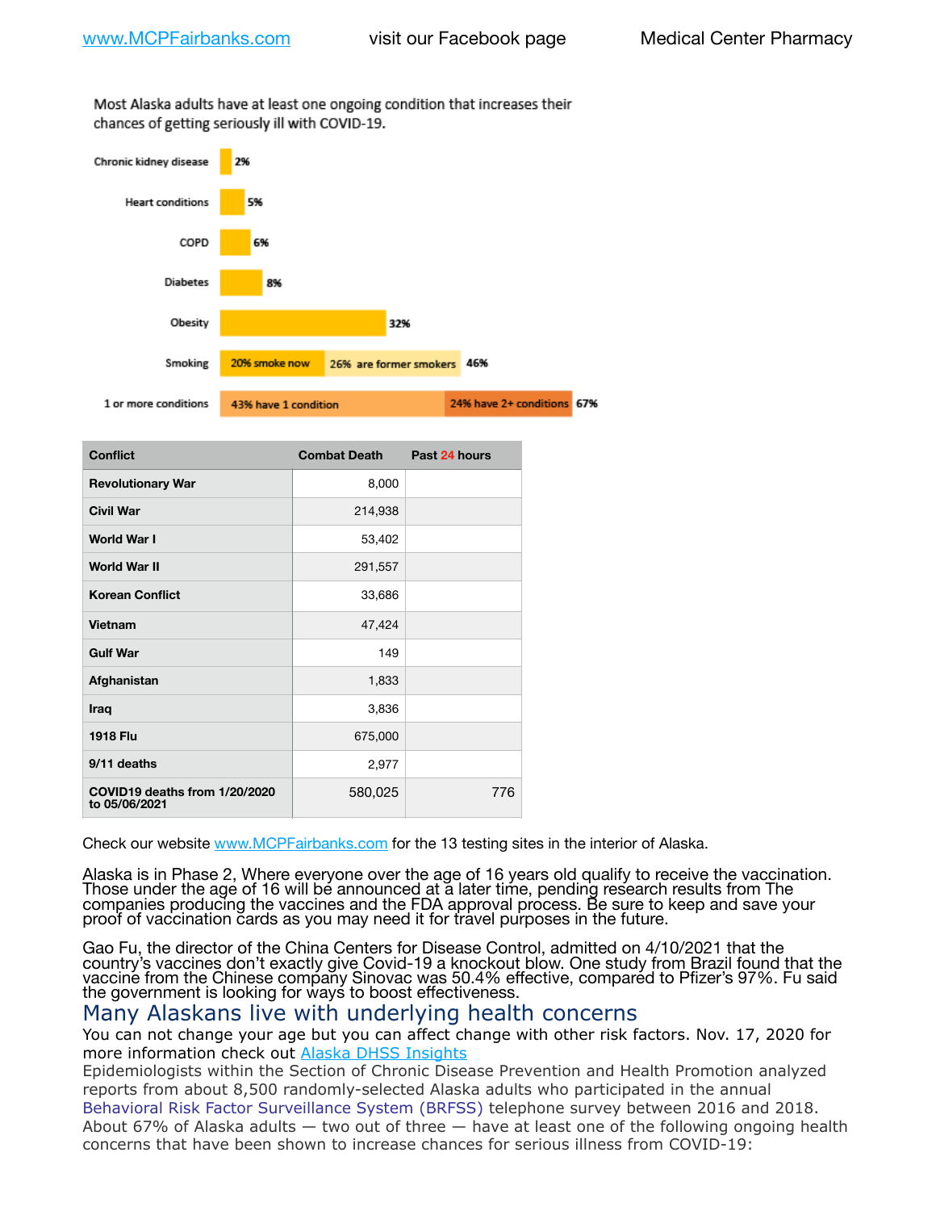Most Alaska adults have at least one ongoing condition that increases their chances of getting seriously ill with COVID-19.

Chronic kidney disease 2%

Heart conditions 5%

COPD 6%

Diabetes 8%

Obesity 32%

Smoking 20% smoke now 26% are former smokers 46%

1 or more conditions 43% have 1 condition 24% have 2+ conditions 67%

| Conflict | Combat Death | Past 24 hours |
|---|---|---|
| Revolutionary War | 8,000 | |
| Civil War | 214,938 | |
| World War I | 53,402 | |
| World War II | 291,557 | |
| Korean Conflict | 33,686 | |
| Vietnam | 47,424 | |
| Gulf War | 149 | |
| Afghanistan | 1,833 | |
| Iraq | 3,836 | |
| 1918 Flu | 675,000 | |
| 9/11 deaths | 2,977 | |
| COVID19 deaths from 1/20/2020 to 05/06/2021 | 580,025 | 776 |

Check our website www.MCPFairbanks.com for the 13 testing sites in the interior of Alaska.

Alaska is in Phase 2, Where everyone over the age of 16 years old qualify to receive the vaccination. Those under the age of 16 will be announced at a later time, pending research results from The companies producing the vaccines and the FDA approval process. Be sure to keep and save your proof of vaccination cards as you may need it for travel purposes in the future.

Gao Fu, the director of the China Centers for Disease Control, admitted on 4/10/2021 that the country's vaccines don't exactly give Covid-19 a knockout blow. One study from Brazil found that the vaccine from the Chinese company Sinovac was 50.4% effective, compared to Pfizer's 97%. Fu said the government is looking for ways to boost effectiveness.

## Many Alaskans live with underlying health concerns

You can not change your age but you can affect change with other risk factors. Nov. 17, 2020 for more information check out Alaska DHSS Insights

Epidemiologists within the Section of Chronic Disease Prevention and Health Promotion analyzed reports from about 8,500 randomly-selected Alaska adults who participated in the annual Behavioral Risk Factor Surveillance System (BRFSS) telephone survey between 2016 and 2018. About 67% of Alaska adults — two out of three — have at least one of the following ongoing health concerns that have been shown to increase chances for serious illness from COVID-19: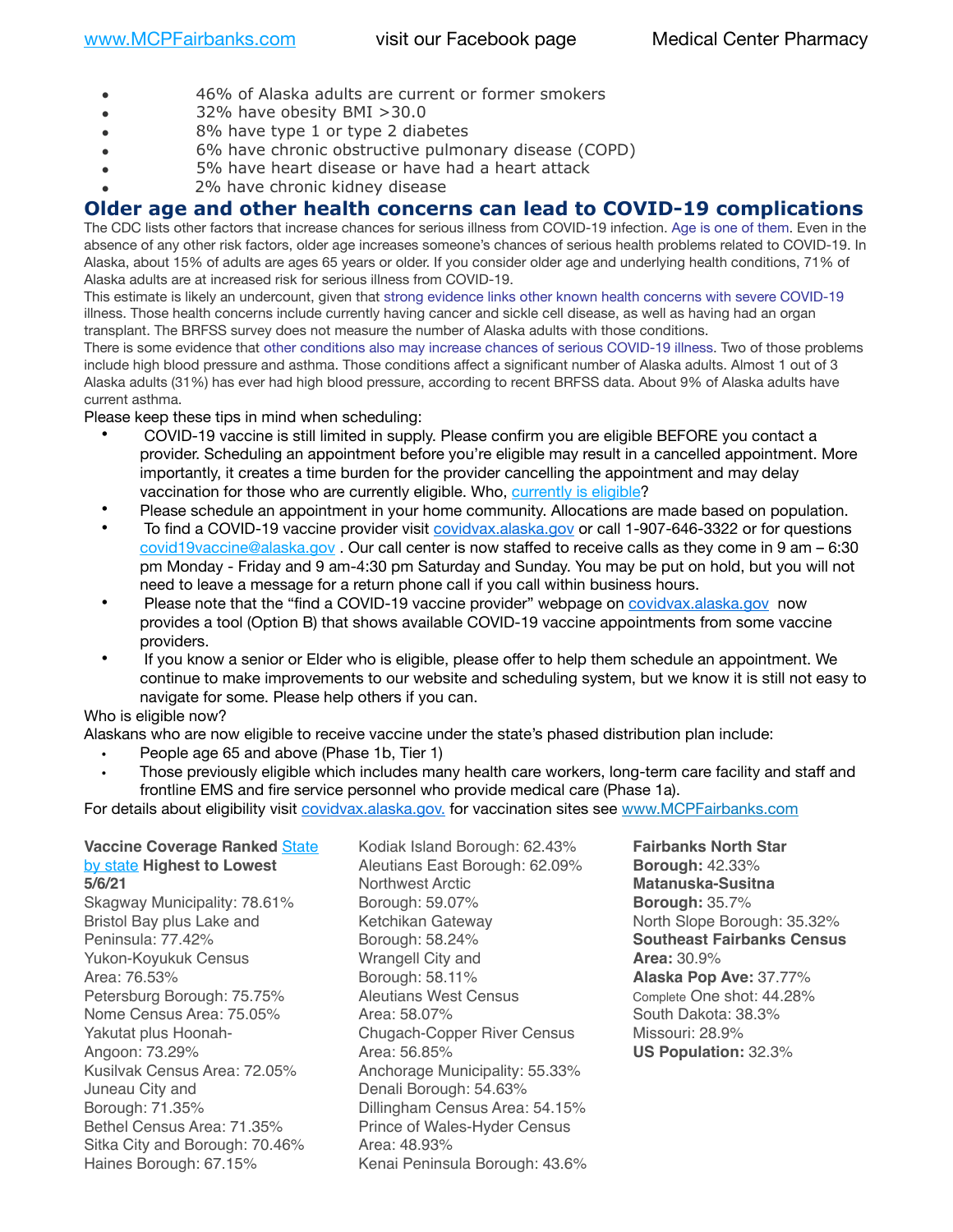- 46% of Alaska adults are current or former smokers
- 32% have obesity BMI >30.0
- 8% have type 1 or type 2 diabetes
- 6% have chronic obstructive pulmonary disease (COPD)
- 5% have heart disease or have had a heart attack
- 2% have chronic kidney disease

## Older age and other health concerns can lead to COVID-19 complications

The CDC lists other factors that increase chances for serious illness from COVID-19 infection. Age is one of them. Even in the absence of any other risk factors, older age increases someone's chances of serious health problems related to COVID-19. In Alaska, about 15% of adults are ages 65 years or older. If you consider older age and underlying health conditions, 71% of Alaska adults are at increased risk for serious illness from COVID-19.

This estimate is likely an undercount, given that strong evidence links other known health concerns with severe COVID-19 illness. Those health concerns include currently having cancer and sickle cell disease, as well as having had an organ transplant. The BRFSS survey does not measure the number of Alaska adults with those conditions.

There is some evidence that other conditions also may increase chances of serious COVID-19 illness. Two of those problems include high blood pressure and asthma. Those conditions affect a significant number of Alaska adults. Almost 1 out of 3 Alaska adults (31%) has ever had high blood pressure, according to recent BRFSS data. About 9% of Alaska adults have current asthma.

Please keep these tips in mind when scheduling:

- COVID-19 vaccine is still limited in supply. Please confirm you are eligible BEFORE you contact a provider. Scheduling an appointment before you're eligible may result in a cancelled appointment. More importantly, it creates a time burden for the provider cancelling the appointment and may delay vaccination for those who are currently eligible. Who, currently is eligible?
- Please schedule an appointment in your home community. Allocations are made based on population.
- To find a COVID-19 vaccine provider visit covidvax.alaska.gov or call 1-907-646-3322 or for questions covid19vaccine@alaska.gov . Our call center is now staffed to receive calls as they come in 9 am – 6:30 pm Monday - Friday and 9 am-4:30 pm Saturday and Sunday. You may be put on hold, but you will not need to leave a message for a return phone call if you call within business hours.
- Please note that the "find a COVID-19 vaccine provider" webpage on covidvax.alaska.gov now provides a tool (Option B) that shows available COVID-19 vaccine appointments from some vaccine providers.
- If you know a senior or Elder who is eligible, please offer to help them schedule an appointment. We continue to make improvements to our website and scheduling system, but we know it is still not easy to navigate for some. Please help others if you can.

Who is eligible now?

Alaskans who are now eligible to receive vaccine under the state's phased distribution plan include:

- People age 65 and above (Phase 1b, Tier 1)
- Those previously eligible which includes many health care workers, long-term care facility and staff and frontline EMS and fire service personnel who provide medical care (Phase 1a).

For details about eligibility visit covidvax.alaska.gov. for vaccination sites see www.MCPFairbanks.com

**Vaccine Coverage Ranked State by state Highest to Lowest 5/6/21**

Skagway Municipality: 78.61%
Bristol Bay plus Lake and Peninsula: 77.42%
Yukon-Koyukuk Census Area: 76.53%
Petersburg Borough: 75.75%
Nome Census Area: 75.05%
Yakutat plus Hoonah-Angoon: 73.29%
Kusilvak Census Area: 72.05%
Juneau City and Borough: 71.35%
Bethel Census Area: 71.35%
Sitka City and Borough: 70.46%
Haines Borough: 67.15%
Kodiak Island Borough: 62.43%
Aleutians East Borough: 62.09%
Northwest Arctic Borough: 59.07%
Ketchikan Gateway Borough: 58.24%
Wrangell City and Borough: 58.11%
Aleutians West Census Area: 58.07%
Chugach-Copper River Census Area: 56.85%
Anchorage Municipality: 55.33%
Denali Borough: 54.63%
Dillingham Census Area: 54.15%
Prince of Wales-Hyder Census Area: 48.93%
Kenai Peninsula Borough: 43.6%
**Fairbanks North Star Borough:** 42.33%
**Matanuska-Susitna Borough:** 35.7%
North Slope Borough: 35.32%
**Southeast Fairbanks Census Area:** 30.9%
**Alaska Pop Ave:** 37.77%
Complete One shot: 44.28%
South Dakota: 38.3%
Missouri: 28.9%
**US Population:** 32.3%